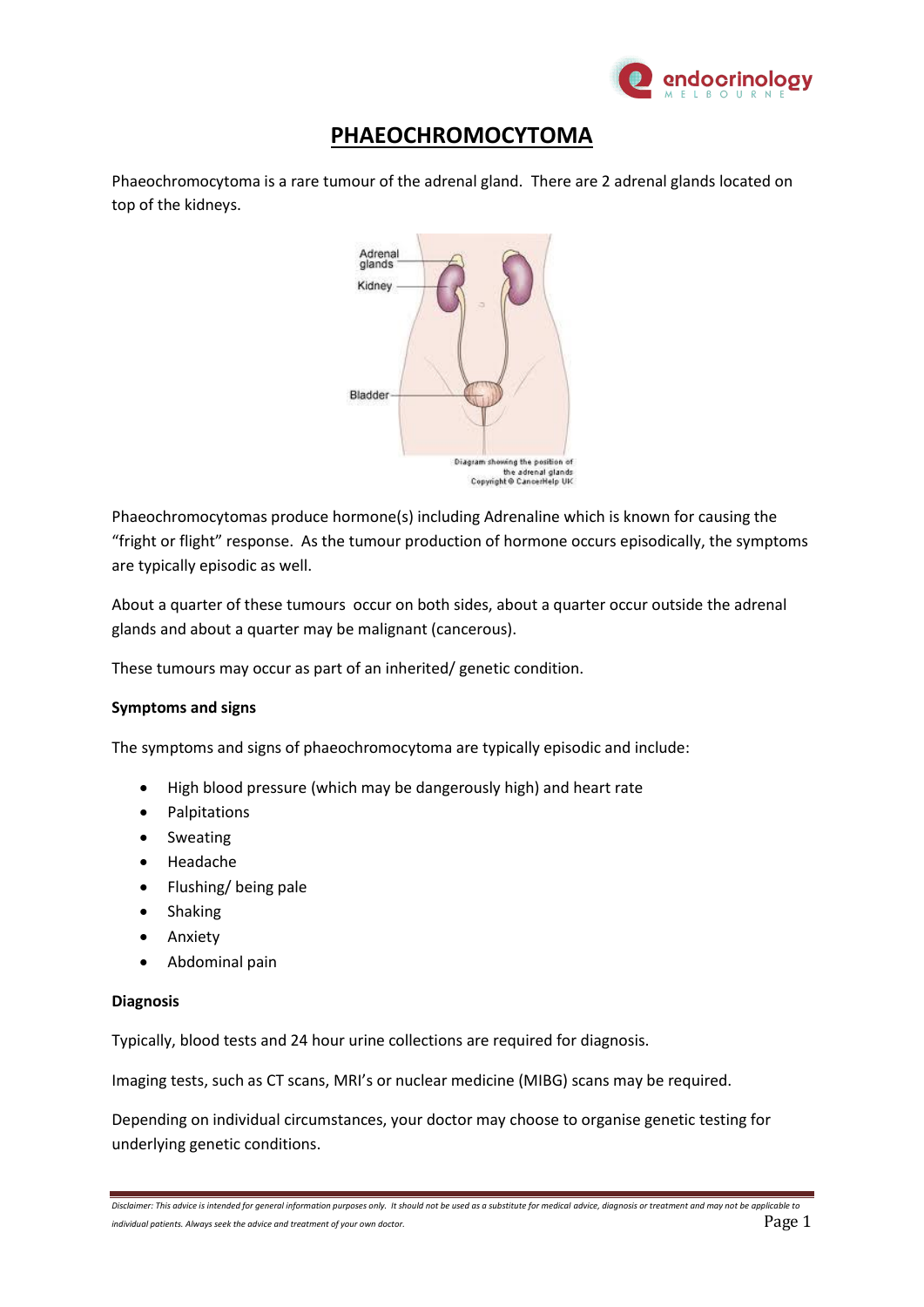# PHAEOCHROMOCYTOMA

Phaeochromocytoma is a rare tumour of the adrenal gland. There are 2 adrenal glands located on top of the kidneys.

Adrenal glands

Kidney

Bladder

Diagram showing the position of the adrenal glands Copyright © CancerHelp UK

Phaeochromocytomas produce hormone(s) including Adrenaline which is known for causing the "fright or flight" response. As the tumour production of hormone occurs episodically, the symptoms are typically episodic as well.

About a quarter of these tumours occur on both sides, about a quarter occur outside the adrenal glands and about a quarter may be malignant (cancerous).

These tumours may occur as part of an inherited/ genetic condition.

**Symptoms and signs**

The symptoms and signs of phaeochromocytoma are typically episodic and include:

- High blood pressure (which may be dangerously high) and heart rate
- Palpitations
- Sweating
- Headache
- Flushing/ being pale
- Shaking
- Anxiety
- Abdominal pain

**Diagnosis**

Typically, blood tests and 24 hour urine collections are required for diagnosis.

Imaging tests, such as CT scans, MRI's or nuclear medicine (MIBG) scans may be required.

Depending on individual circumstances, your doctor may choose to organise genetic testing for underlying genetic conditions.

*Disclaimer: This advice is intended for general information purposes only. It should not be used as a substitute for medical advice, diagnosis or treatment and may not be applicable to individual patients. Always seek the advice and treatment of your own doctor.*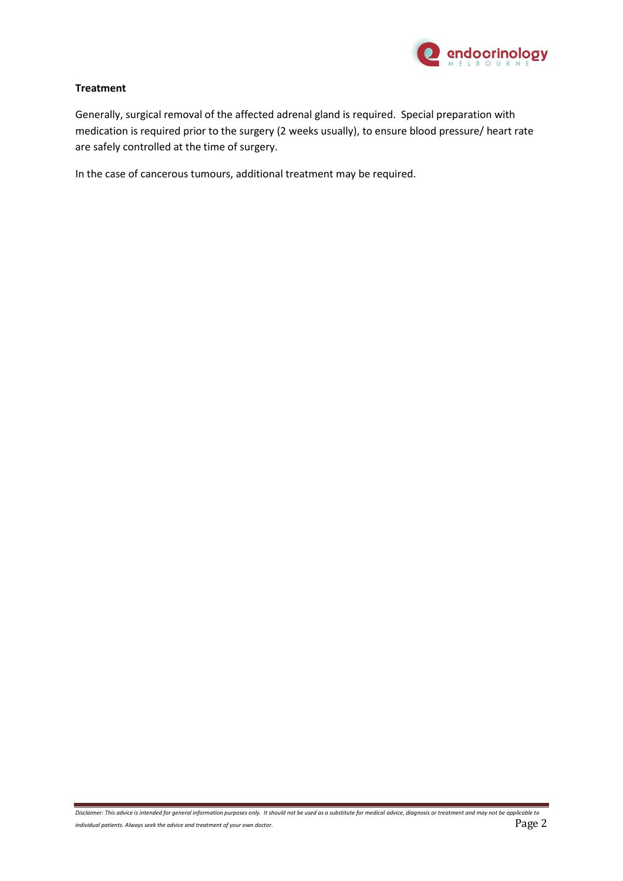**Treatment**

Generally, surgical removal of the affected adrenal gland is required. Special preparation with medication is required prior to the surgery (2 weeks usually), to ensure blood pressure/ heart rate are safely controlled at the time of surgery.

In the case of cancerous tumours, additional treatment may be required.